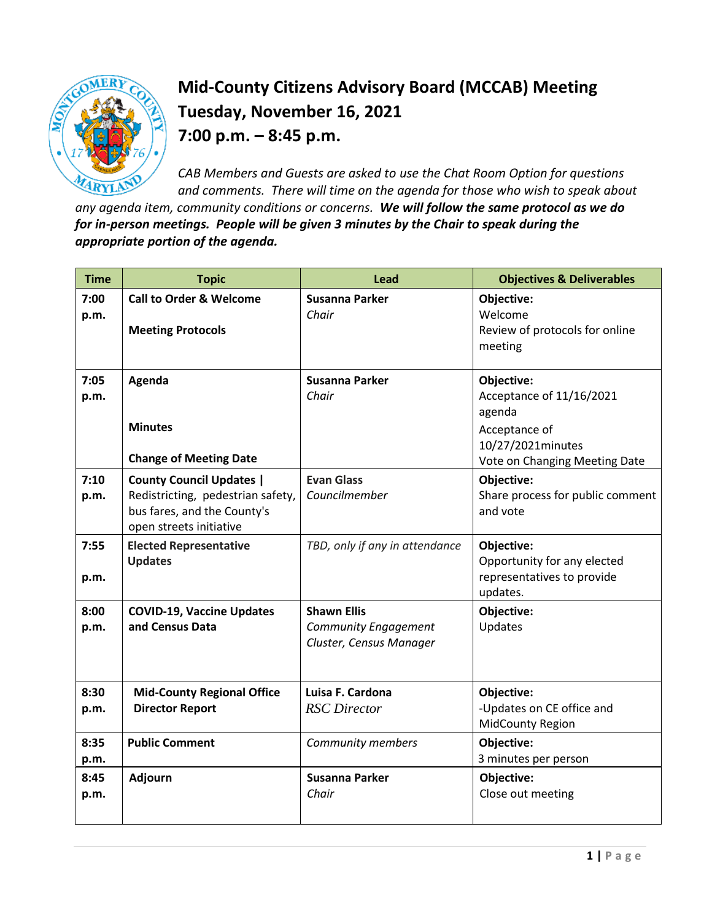# Mid-County Citizens Advisory Board (MCCAB) Meeting
## Tuesday, November 16, 2021
## 7:00 p.m. – 8:45 p.m.

*CAB Members and Guests are asked to use the Chat Room Option for questions and comments. There will time on the agenda for those who wish to speak about any agenda item, community conditions or concerns.* ***We will follow the same protocol as we do for in-person meetings. People will be given 3 minutes by the Chair to speak during the appropriate portion of the agenda.***

| Time | Topic | Lead | Objectives & Deliverables |
|---|---|---|---|
| 7:00 p.m. | **Call to Order & Welcome**<br><br>**Meeting Protocols** | **Susanna Parker**<br>*Chair* | **Objective:**<br>Welcome<br>Review of protocols for online meeting |
| 7:05 p.m. | **Agenda**<br><br>**Minutes**<br><br>**Change of Meeting Date** | **Susanna Parker**<br>*Chair* | **Objective:**<br>Acceptance of 11/16/2021 agenda<br>Acceptance of 10/27/2021minutes<br>Vote on Changing Meeting Date |
| 7:10 p.m. | **County Council Updates \|** Redistricting, pedestrian safety, bus fares, and the County's open streets initiative | **Evan Glass**<br>*Councilmember* | **Objective:**<br>Share process for public comment and vote |
| 7:55 p.m. | **Elected Representative Updates** | *TBD, only if any in attendance* | **Objective:**<br>Opportunity for any elected representatives to provide updates. |
| 8:00 p.m. | **COVID-19, Vaccine Updates and Census Data** | **Shawn Ellis**<br>*Community Engagement Cluster, Census Manager* | **Objective:**<br>Updates |
| 8:30 p.m. | **Mid-County Regional Office Director Report** | **Luisa F. Cardona**<br>*RSC Director* | **Objective:**<br>-Updates on CE office and MidCounty Region |
| 8:35 p.m. | **Public Comment** | *Community members* | **Objective:**<br>3 minutes per person |
| 8:45 p.m. | **Adjourn** | **Susanna Parker**<br>*Chair* | **Objective:**<br>Close out meeting |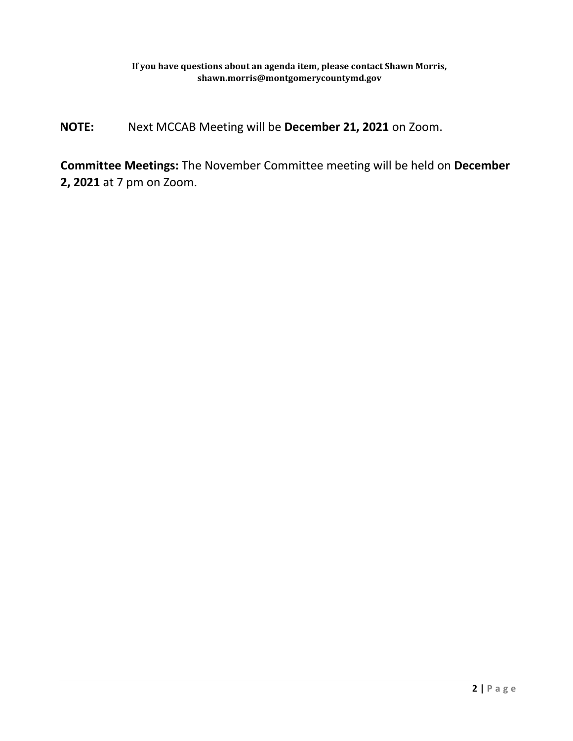**If you have questions about an agenda item, please contact Shawn Morris, shawn.morris@montgomerycountymd.gov**

**NOTE:** Next MCCAB Meeting will be **December 21, 2021** on Zoom.

**Committee Meetings:** The November Committee meeting will be held on **December 2, 2021** at 7 pm on Zoom.